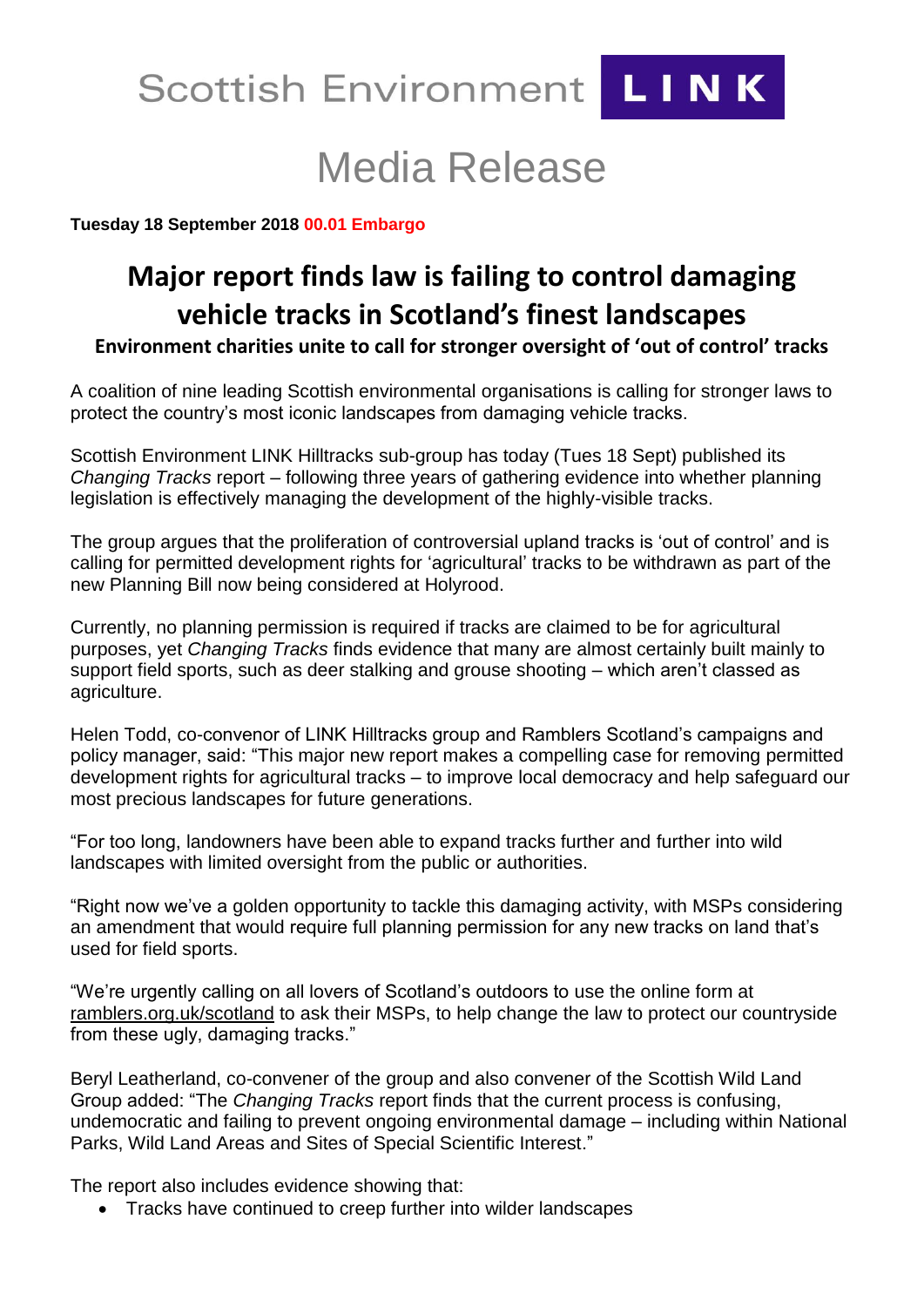Scottish Environment **LINK**

# Media Release

**Tuesday 18 September 2018 00.01 Embargo**

# Major report finds law is failing to control damaging vehicle tracks in Scotland's finest landscapes

### Environment charities unite to call for stronger oversight of 'out of control' tracks

A coalition of nine leading Scottish environmental organisations is calling for stronger laws to protect the country's most iconic landscapes from damaging vehicle tracks.

Scottish Environment LINK Hilltracks sub-group has today (Tues 18 Sept) published its *Changing Tracks* report – following three years of gathering evidence into whether planning legislation is effectively managing the development of the highly-visible tracks.

The group argues that the proliferation of controversial upland tracks is 'out of control' and is calling for permitted development rights for 'agricultural' tracks to be withdrawn as part of the new Planning Bill now being considered at Holyrood.

Currently, no planning permission is required if tracks are claimed to be for agricultural purposes, yet *Changing Tracks* finds evidence that many are almost certainly built mainly to support field sports, such as deer stalking and grouse shooting – which aren't classed as agriculture.

Helen Todd, co-convenor of LINK Hilltracks group and Ramblers Scotland's campaigns and policy manager, said: "This major new report makes a compelling case for removing permitted development rights for agricultural tracks – to improve local democracy and help safeguard our most precious landscapes for future generations.

"For too long, landowners have been able to expand tracks further and further into wild landscapes with limited oversight from the public or authorities.

"Right now we've a golden opportunity to tackle this damaging activity, with MSPs considering an amendment that would require full planning permission for any new tracks on land that's used for field sports.

"We're urgently calling on all lovers of Scotland's outdoors to use the online form at ramblers.org.uk/scotland to ask their MSPs, to help change the law to protect our countryside from these ugly, damaging tracks."

Beryl Leatherland, co-convener of the group and also convener of the Scottish Wild Land Group added: "The *Changing Tracks* report finds that the current process is confusing, undemocratic and failing to prevent ongoing environmental damage – including within National Parks, Wild Land Areas and Sites of Special Scientific Interest."

The report also includes evidence showing that:

- Tracks have continued to creep further into wilder landscapes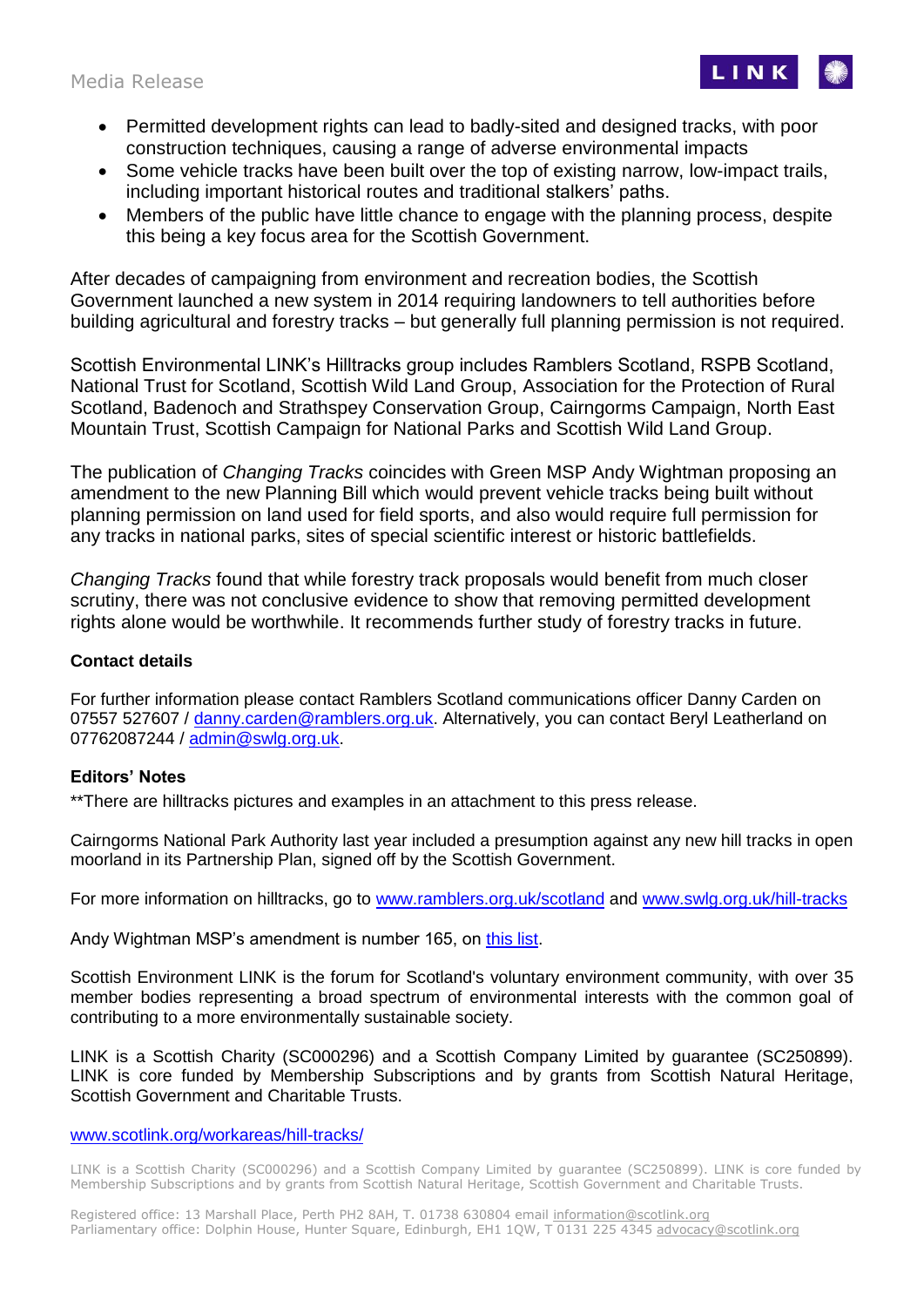- Permitted development rights can lead to badly-sited and designed tracks, with poor construction techniques, causing a range of adverse environmental impacts
- Some vehicle tracks have been built over the top of existing narrow, low-impact trails, including important historical routes and traditional stalkers' paths.
- Members of the public have little chance to engage with the planning process, despite this being a key focus area for the Scottish Government.

After decades of campaigning from environment and recreation bodies, the Scottish Government launched a new system in 2014 requiring landowners to tell authorities before building agricultural and forestry tracks – but generally full planning permission is not required.

Scottish Environmental LINK's Hilltracks group includes Ramblers Scotland, RSPB Scotland, National Trust for Scotland, Scottish Wild Land Group, Association for the Protection of Rural Scotland, Badenoch and Strathspey Conservation Group, Cairngorms Campaign, North East Mountain Trust, Scottish Campaign for National Parks and Scottish Wild Land Group.

The publication of *Changing Tracks* coincides with Green MSP Andy Wightman proposing an amendment to the new Planning Bill which would prevent vehicle tracks being built without planning permission on land used for field sports, and also would require full permission for any tracks in national parks, sites of special scientific interest or historic battlefields.

*Changing Tracks* found that while forestry track proposals would benefit from much closer scrutiny, there was not conclusive evidence to show that removing permitted development rights alone would be worthwhile. It recommends further study of forestry tracks in future.

**Contact details**

For further information please contact Ramblers Scotland communications officer Danny Carden on 07557 527607 / danny.carden@ramblers.org.uk. Alternatively, you can contact Beryl Leatherland on 07762087244 / admin@swlg.org.uk.

**Editors' Notes**

**There are hilltracks pictures and examples in an attachment to this press release.

Cairngorms National Park Authority last year included a presumption against any new hill tracks in open moorland in its Partnership Plan, signed off by the Scottish Government.

For more information on hilltracks, go to www.ramblers.org.uk/scotland and www.swlg.org.uk/hill-tracks

Andy Wightman MSP's amendment is number 165, on this list.

Scottish Environment LINK is the forum for Scotland's voluntary environment community, with over 35 member bodies representing a broad spectrum of environmental interests with the common goal of contributing to a more environmentally sustainable society.

LINK is a Scottish Charity (SC000296) and a Scottish Company Limited by guarantee (SC250899). LINK is core funded by Membership Subscriptions and by grants from Scottish Natural Heritage, Scottish Government and Charitable Trusts.

www.scotlink.org/workareas/hill-tracks/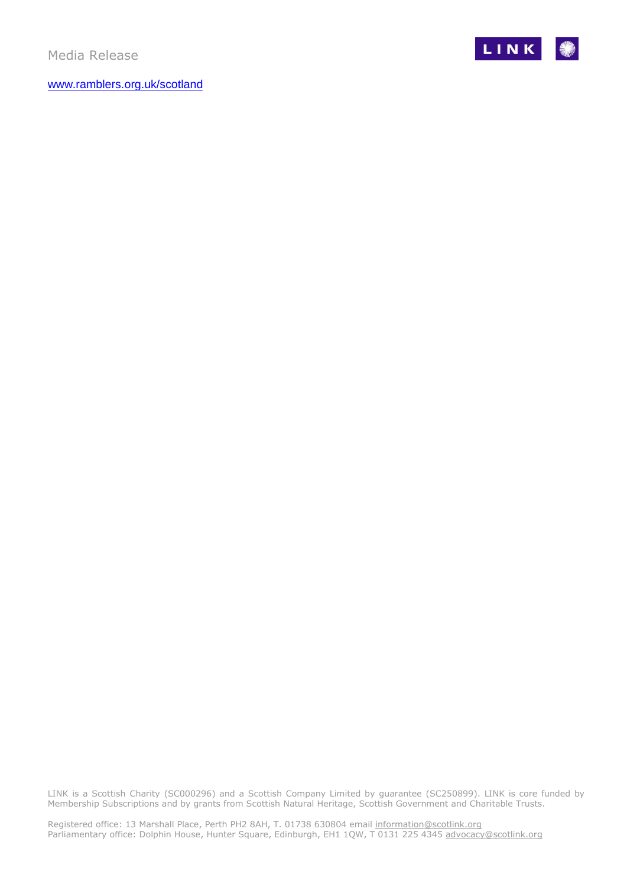www.ramblers.org.uk/scotland